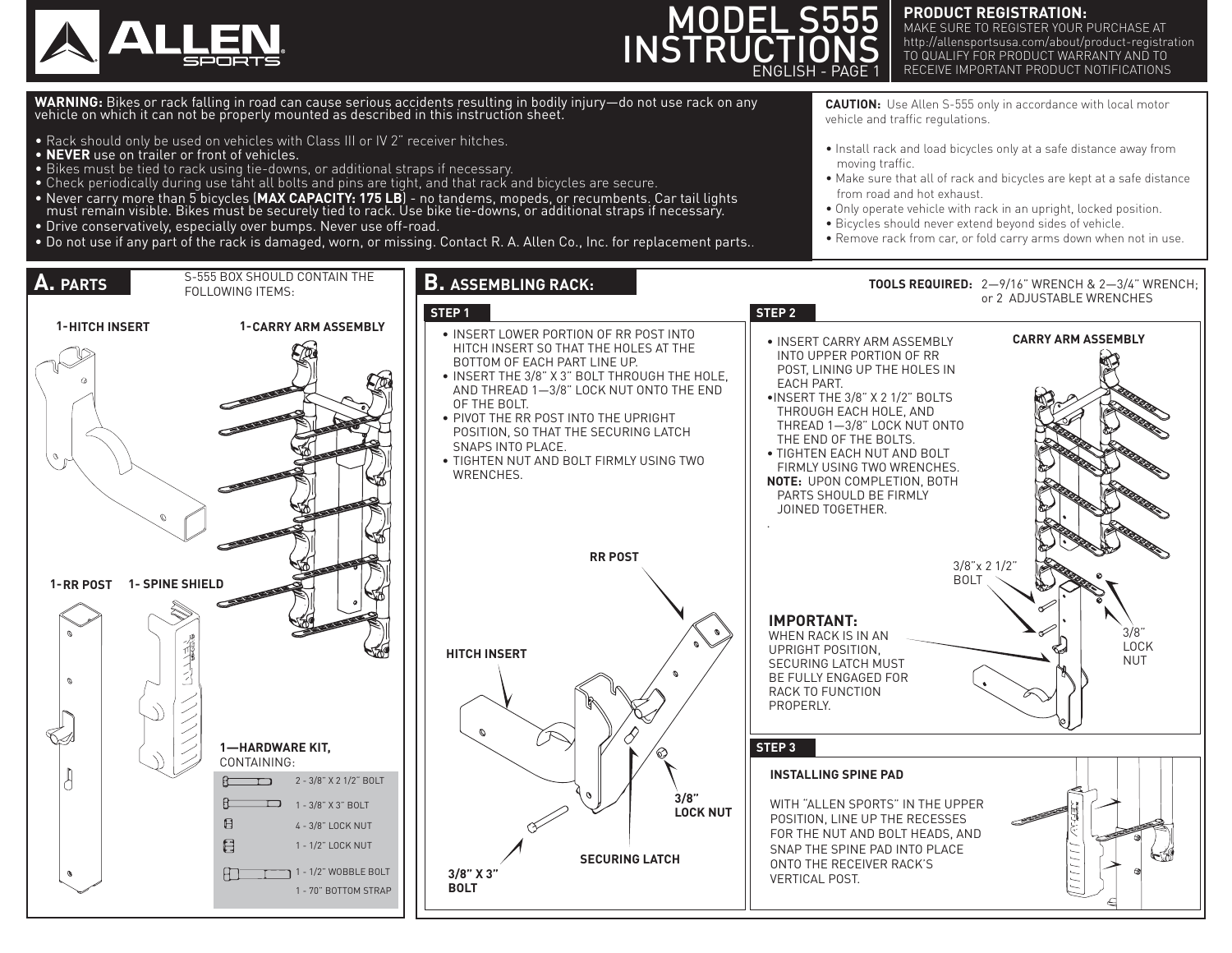# MODEL S555 INSTRUCTIONS

ENGLISH - PAGE 1

**PRODUCT REGISTRATION:**
MAKE SURE TO REGISTER YOUR PURCHASE AT http://allensportsusa.com/about/product-registration TO QUALIFY FOR PRODUCT WARRANTY AND TO RECEIVE IMPORTANT PRODUCT NOTIFICATIONS

**WARNING:** Bikes or rack falling in road can cause serious accidents resulting in bodily injury—do not use rack on any vehicle on which it can not be properly mounted as described in this instruction sheet.

- Rack should only be used on vehicles with Class III or IV 2" receiver hitches.
- **NEVER** use on trailer or front of vehicles.
- Bikes must be tied to rack using tie-downs, or additional straps if necessary.
- Check periodically during use taht all bolts and pins are tight, and that rack and bicycles are secure.
- Never carry more than 5 bicycles (**MAX CAPACITY: 175 LB**) - no tandems, mopeds, or recumbents. Car tail lights must remain visible. Bikes must be securely tied to rack. Use bike tie-downs, or additional straps if necessary.
- Drive conservatively, especially over bumps. Never use off-road.
- Do not use if any part of the rack is damaged, worn, or missing. Contact R. A. Allen Co., Inc. for replacement parts..

**CAUTION:** Use Allen S-555 only in accordance with local motor vehicle and traffic regulations.

- Install rack and load bicycles only at a safe distance away from moving traffic.
- Make sure that all of rack and bicycles are kept at a safe distance from road and hot exhaust.
- Only operate vehicle with rack in an upright, locked position.
- Bicycles should never extend beyond sides of vehicle.
- Remove rack from car, or fold carry arms down when not in use.

## A. PARTS

S-555 BOX SHOULD CONTAIN THE FOLLOWING ITEMS:

- 1-HITCH INSERT
- 1-CARRY ARM ASSEMBLY
- 1-RR POST
- 1- SPINE SHIELD
- 1—HARDWARE KIT, CONTAINING:
  - 2 - 3/8" X 2 1/2" BOLT
  - 1 - 3/8" X 3" BOLT
  - 4 - 3/8" LOCK NUT
  - 1 - 1/2" LOCK NUT
  - 1 - 1/2" WOBBLE BOLT
  - 1 - 70" BOTTOM STRAP

## B. ASSEMBLING RACK:

**TOOLS REQUIRED:** 2—9/16" WRENCH & 2—3/4" WRENCH; or 2 ADJUSTABLE WRENCHES

### STEP 1

- INSERT LOWER PORTION OF RR POST INTO HITCH INSERT SO THAT THE HOLES AT THE BOTTOM OF EACH PART LINE UP.
- INSERT THE 3/8" X 3" BOLT THROUGH THE HOLE, AND THREAD 1—3/8" LOCK NUT ONTO THE END OF THE BOLT.
- PIVOT THE RR POST INTO THE UPRIGHT POSITION, SO THAT THE SECURING LATCH SNAPS INTO PLACE.
- TIGHTEN NUT AND BOLT FIRMLY USING TWO WRENCHES.

RR POST
HITCH INSERT
3/8" LOCK NUT
SECURING LATCH
3/8" X 3" BOLT

### STEP 2

- INSERT CARRY ARM ASSEMBLY INTO UPPER PORTION OF RR POST, LINING UP THE HOLES IN EACH PART.
- INSERT THE 3/8" X 2 1/2" BOLTS THROUGH EACH HOLE, AND THREAD 1—3/8" LOCK NUT ONTO THE END OF THE BOLTS.
- TIGHTEN EACH NUT AND BOLT FIRMLY USING TWO WRENCHES.

**NOTE:** UPON COMPLETION, BOTH PARTS SHOULD BE FIRMLY JOINED TOGETHER.

CARRY ARM ASSEMBLY
3/8"x 2 1/2" BOLT
3/8" LOCK NUT

**IMPORTANT:**
WHEN RACK IS IN AN UPRIGHT POSITION, SECURING LATCH MUST BE FULLY ENGAGED FOR RACK TO FUNCTION PROPERLY.

### STEP 3

**INSTALLING SPINE PAD**

WITH "ALLEN SPORTS" IN THE UPPER POSITION, LINE UP THE RECESSES FOR THE NUT AND BOLT HEADS, AND SNAP THE SPINE PAD INTO PLACE ONTO THE RECEIVER RACK'S VERTICAL POST.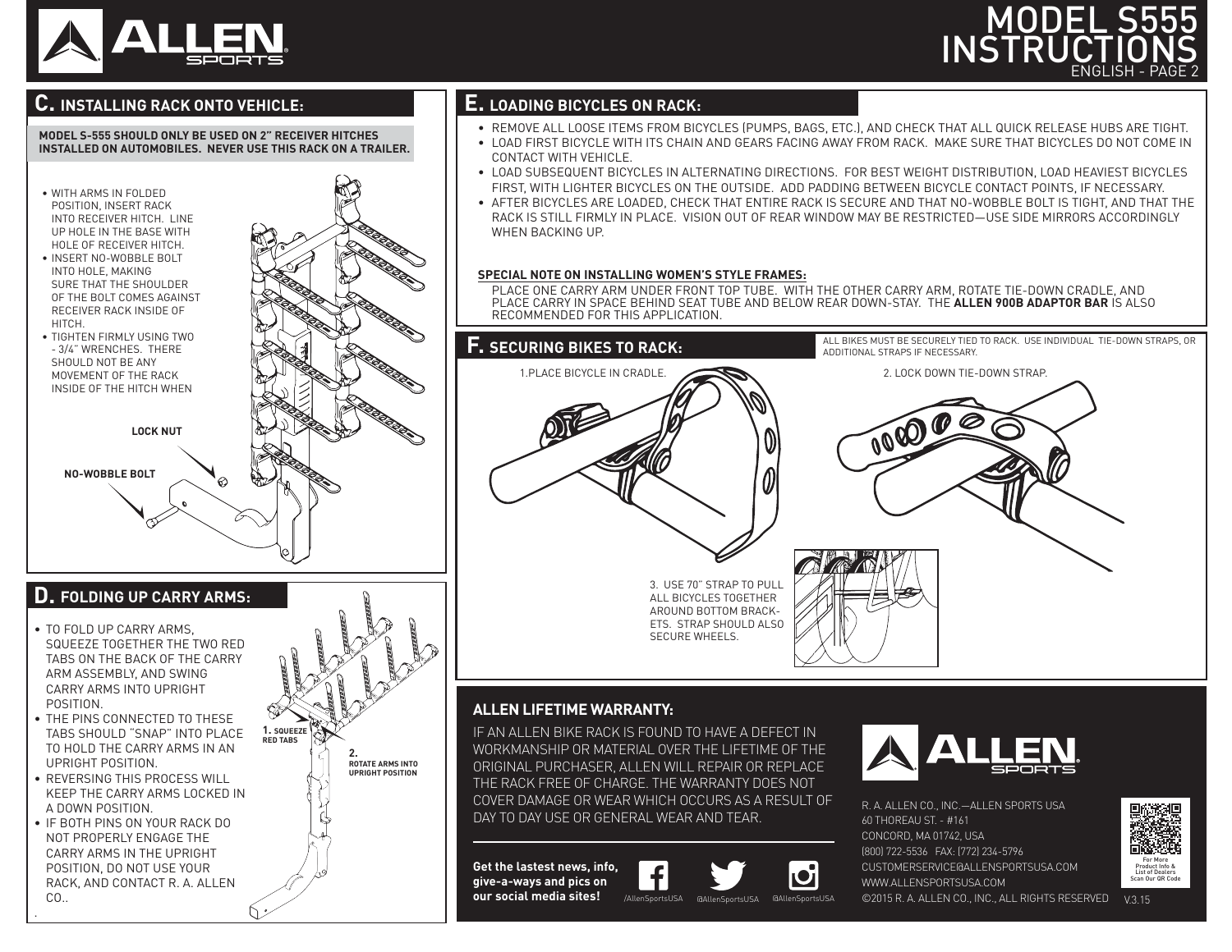# MODEL S555 INSTRUCTIONS

ENGLISH - PAGE 2

## C. INSTALLING RACK ONTO VEHICLE:

**MODEL S-555 SHOULD ONLY BE USED ON 2" RECEIVER HITCHES INSTALLED ON AUTOMOBILES. NEVER USE THIS RACK ON A TRAILER.**

- WITH ARMS IN FOLDED POSITION, INSERT RACK INTO RECEIVER HITCH. LINE UP HOLE IN THE BASE WITH HOLE OF RECEIVER HITCH.
- INSERT NO-WOBBLE BOLT INTO HOLE, MAKING SURE THAT THE SHOULDER OF THE BOLT COMES AGAINST RECEIVER RACK INSIDE OF HITCH.
- TIGHTEN FIRMLY USING TWO - 3/4" WRENCHES. THERE SHOULD NOT BE ANY MOVEMENT OF THE RACK INSIDE OF THE HITCH WHEN

LOCK NUT

NO-WOBBLE BOLT

## D. FOLDING UP CARRY ARMS:

- TO FOLD UP CARRY ARMS, SQUEEZE TOGETHER THE TWO RED TABS ON THE BACK OF THE CARRY ARM ASSEMBLY, AND SWING CARRY ARMS INTO UPRIGHT POSITION.
- THE PINS CONNECTED TO THESE TABS SHOULD "SNAP" INTO PLACE TO HOLD THE CARRY ARMS IN AN UPRIGHT POSITION.
- REVERSING THIS PROCESS WILL KEEP THE CARRY ARMS LOCKED IN A DOWN POSITION.
- IF BOTH PINS ON YOUR RACK DO NOT PROPERLY ENGAGE THE CARRY ARMS IN THE UPRIGHT POSITION, DO NOT USE YOUR RACK, AND CONTACT R. A. ALLEN CO..

1. SQUEEZE RED TABS

2. ROTATE ARMS INTO UPRIGHT POSITION

## E. LOADING BICYCLES ON RACK:

- REMOVE ALL LOOSE ITEMS FROM BICYCLES (PUMPS, BAGS, ETC.), AND CHECK THAT ALL QUICK RELEASE HUBS ARE TIGHT.
- LOAD FIRST BICYCLE WITH ITS CHAIN AND GEARS FACING AWAY FROM RACK. MAKE SURE THAT BICYCLES DO NOT COME IN CONTACT WITH VEHICLE.
- LOAD SUBSEQUENT BICYCLES IN ALTERNATING DIRECTIONS. FOR BEST WEIGHT DISTRIBUTION, LOAD HEAVIEST BICYCLES FIRST, WITH LIGHTER BICYCLES ON THE OUTSIDE. ADD PADDING BETWEEN BICYCLE CONTACT POINTS, IF NECESSARY.
- AFTER BICYCLES ARE LOADED, CHECK THAT ENTIRE RACK IS SECURE AND THAT NO-WOBBLE BOLT IS TIGHT, AND THAT THE RACK IS STILL FIRMLY IN PLACE. VISION OUT OF REAR WINDOW MAY BE RESTRICTED—USE SIDE MIRRORS ACCORDINGLY WHEN BACKING UP.

**SPECIAL NOTE ON INSTALLING WOMEN'S STYLE FRAMES:**

PLACE ONE CARRY ARM UNDER FRONT TOP TUBE. WITH THE OTHER CARRY ARM, ROTATE TIE-DOWN CRADLE, AND PLACE CARRY IN SPACE BEHIND SEAT TUBE AND BELOW REAR DOWN-STAY. THE **ALLEN 900B ADAPTOR BAR** IS ALSO RECOMMENDED FOR THIS APPLICATION.

## F. SECURING BIKES TO RACK:

ALL BIKES MUST BE SECURELY TIED TO RACK. USE INDIVIDUAL TIE-DOWN STRAPS, OR ADDITIONAL STRAPS IF NECESSARY.

1. PLACE BICYCLE IN CRADLE.
2. LOCK DOWN TIE-DOWN STRAP.
3. USE 70" STRAP TO PULL ALL BICYCLES TOGETHER AROUND BOTTOM BRACKETS. STRAP SHOULD ALSO SECURE WHEELS.

## ALLEN LIFETIME WARRANTY:

IF AN ALLEN BIKE RACK IS FOUND TO HAVE A DEFECT IN WORKMANSHIP OR MATERIAL OVER THE LIFETIME OF THE ORIGINAL PURCHASER, ALLEN WILL REPAIR OR REPLACE THE RACK FREE OF CHARGE. THE WARRANTY DOES NOT COVER DAMAGE OR WEAR WHICH OCCURS AS A RESULT OF DAY TO DAY USE OR GENERAL WEAR AND TEAR.

**Get the lastest news, info, give-a-ways and pics on our social media sites!**

/AllenSportsUSA @AllenSportsUSA @AllenSportsUSA

R. A. ALLEN CO., INC.—ALLEN SPORTS USA
60 THOREAU ST. - #161
CONCORD, MA 01742, USA
(800) 722-5536 FAX: (772) 234-5796
CUSTOMERSERVICE@ALLENSPORTSUSA.COM
WWW.ALLENSPORTSUSA.COM
©2015 R. A. ALLEN CO., INC., ALL RIGHTS RESERVED

For More Product Info & List of Dealers Scan Our QR Code

V.3.15